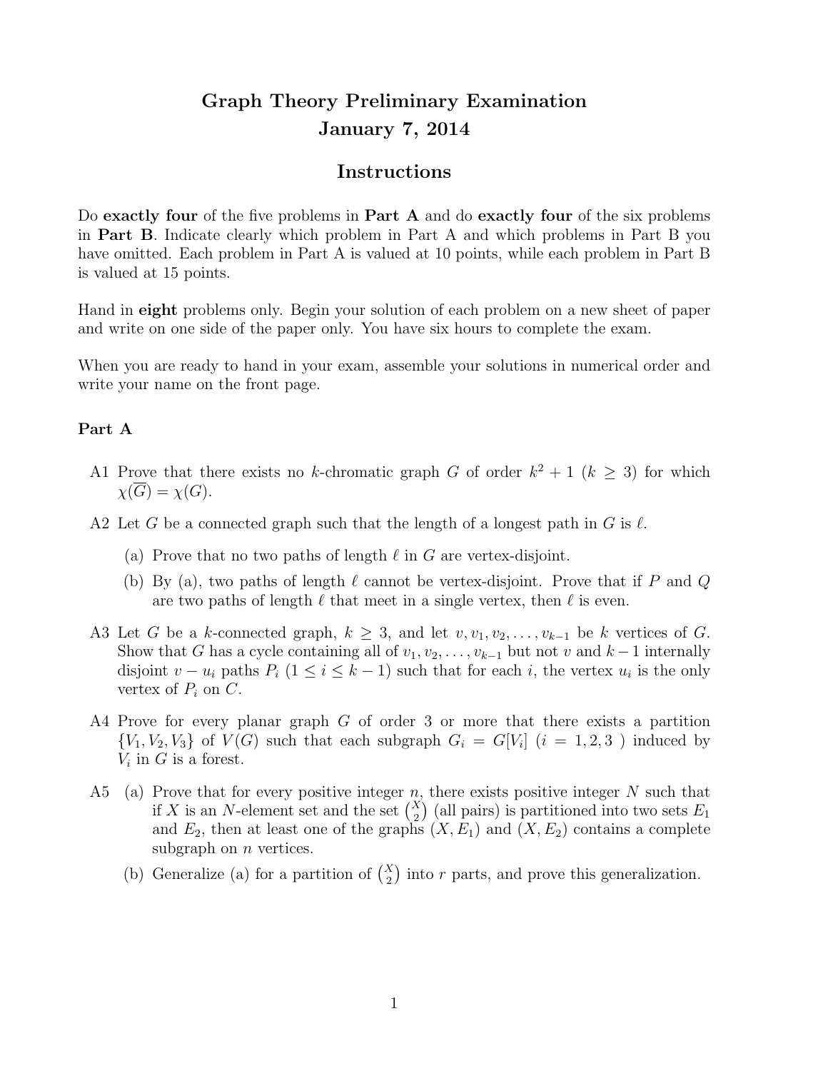# Graph Theory Preliminary Examination

## January 7, 2014

## Instructions

Do **exactly four** of the five problems in **Part A** and do **exactly four** of the six problems in **Part B**. Indicate clearly which problem in Part A and which problems in Part B you have omitted. Each problem in Part A is valued at 10 points, while each problem in Part B is valued at 15 points.

Hand in **eight** problems only. Begin your solution of each problem on a new sheet of paper and write on one side of the paper only. You have six hours to complete the exam.

When you are ready to hand in your exam, assemble your solutions in numerical order and write your name on the front page.

### Part A

A1 Prove that there exists no $k$-chromatic graph $G$ of order $k^2 + 1$ ($k \geq 3$) for which $\chi(\overline{G}) = \chi(G)$.

A2 Let $G$ be a connected graph such that the length of a longest path in $G$ is $\ell$.

- (a) Prove that no two paths of length $\ell$ in $G$ are vertex-disjoint.
- (b) By (a), two paths of length $\ell$ cannot be vertex-disjoint. Prove that if $P$ and $Q$ are two paths of length $\ell$ that meet in a single vertex, then $\ell$ is even.

A3 Let $G$ be a $k$-connected graph, $k \geq 3$, and let $v, v_1, v_2, \ldots, v_{k-1}$ be $k$ vertices of $G$. Show that $G$ has a cycle containing all of $v_1, v_2, \ldots, v_{k-1}$ but not $v$ and $k-1$ internally disjoint $v - u_i$ paths $P_i$ ($1 \leq i \leq k-1$) such that for each $i$, the vertex $u_i$ is the only vertex of $P_i$ on $C$.

A4 Prove for every planar graph $G$ of order 3 or more that there exists a partition $\{V_1, V_2, V_3\}$ of $V(G)$ such that each subgraph $G_i = G[V_i]$ ($i = 1, 2, 3$ ) induced by $V_i$ in $G$ is a forest.

A5

- (a) Prove that for every positive integer $n$, there exists positive integer $N$ such that if $X$ is an $N$-element set and the set $\binom{X}{2}$ (all pairs) is partitioned into two sets $E_1$ and $E_2$, then at least one of the graphs $(X, E_1)$ and $(X, E_2)$ contains a complete subgraph on $n$ vertices.
- (b) Generalize (a) for a partition of $\binom{X}{2}$ into $r$ parts, and prove this generalization.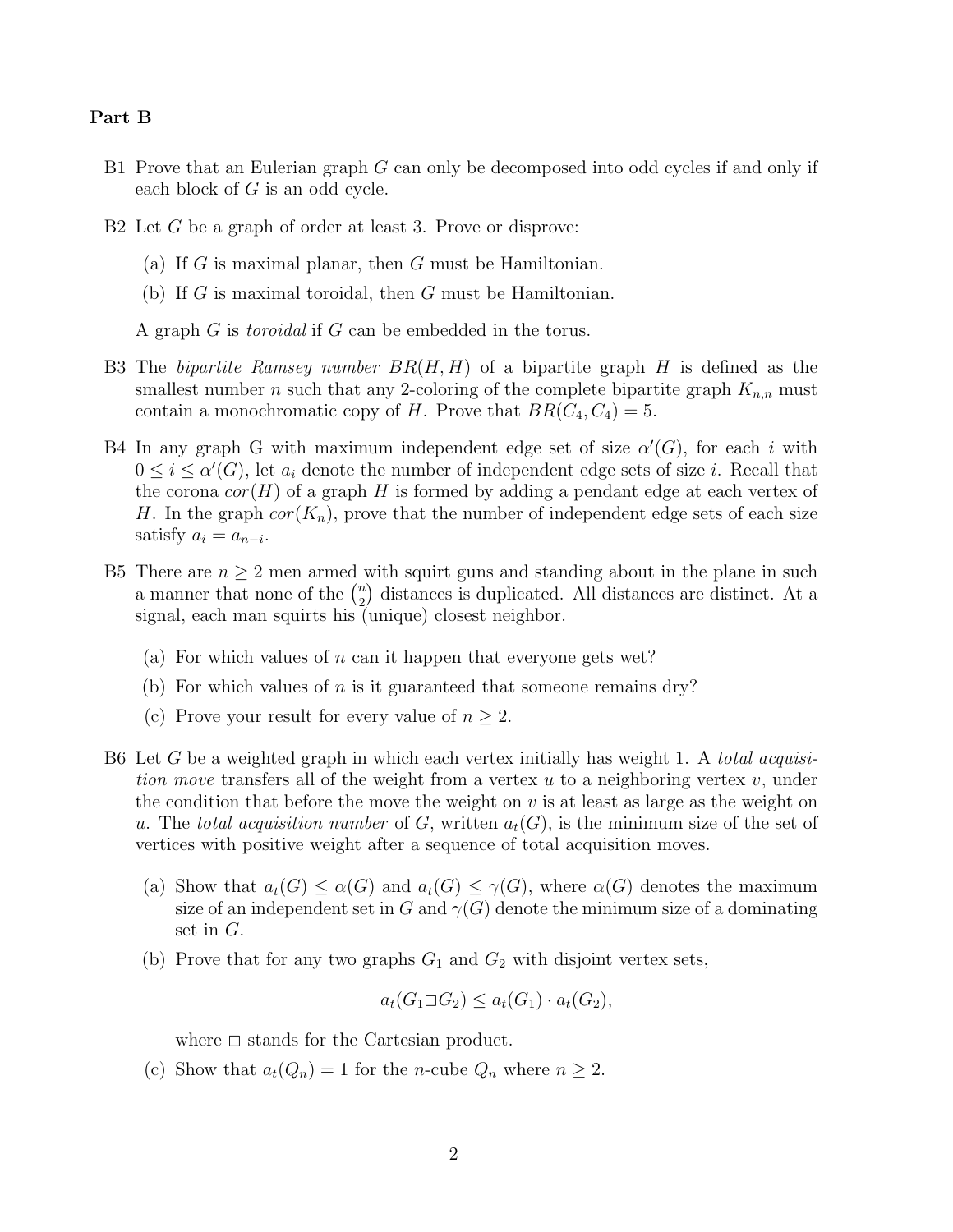**Part B**

B1 Prove that an Eulerian graph $G$ can only be decomposed into odd cycles if and only if each block of $G$ is an odd cycle.

B2 Let $G$ be a graph of order at least 3. Prove or disprove:

   (a) If $G$ is maximal planar, then $G$ must be Hamiltonian.

   (b) If $G$ is maximal toroidal, then $G$ must be Hamiltonian.

   A graph $G$ is *toroidal* if $G$ can be embedded in the torus.

B3 The *bipartite Ramsey number* $BR(H,H)$ of a bipartite graph $H$ is defined as the smallest number $n$ such that any 2-coloring of the complete bipartite graph $K_{n,n}$ must contain a monochromatic copy of $H$. Prove that $BR(C_4, C_4) = 5$.

B4 In any graph G with maximum independent edge set of size $\alpha'(G)$, for each $i$ with $0 \leq i \leq \alpha'(G)$, let $a_i$ denote the number of independent edge sets of size $i$. Recall that the corona $cor(H)$ of a graph $H$ is formed by adding a pendant edge at each vertex of $H$. In the graph $cor(K_n)$, prove that the number of independent edge sets of each size satisfy $a_i = a_{n-i}$.

B5 There are $n \geq 2$ men armed with squirt guns and standing about in the plane in such a manner that none of the $\binom{n}{2}$ distances is duplicated. All distances are distinct. At a signal, each man squirts his (unique) closest neighbor.

   (a) For which values of $n$ can it happen that everyone gets wet?

   (b) For which values of $n$ is it guaranteed that someone remains dry?

   (c) Prove your result for every value of $n \geq 2$.

B6 Let $G$ be a weighted graph in which each vertex initially has weight 1. A *total acquisition move* transfers all of the weight from a vertex $u$ to a neighboring vertex $v$, under the condition that before the move the weight on $v$ is at least as large as the weight on $u$. The *total acquisition number* of $G$, written $a_t(G)$, is the minimum size of the set of vertices with positive weight after a sequence of total acquisition moves.

   (a) Show that $a_t(G) \leq \alpha(G)$ and $a_t(G) \leq \gamma(G)$, where $\alpha(G)$ denotes the maximum size of an independent set in $G$ and $\gamma(G)$ denote the minimum size of a dominating set in $G$.

   (b) Prove that for any two graphs $G_1$ and $G_2$ with disjoint vertex sets,

   $$a_t(G_1 \Box G_2) \leq a_t(G_1) \cdot a_t(G_2),$$

   where $\Box$ stands for the Cartesian product.

   (c) Show that $a_t(Q_n) = 1$ for the $n$-cube $Q_n$ where $n \geq 2$.